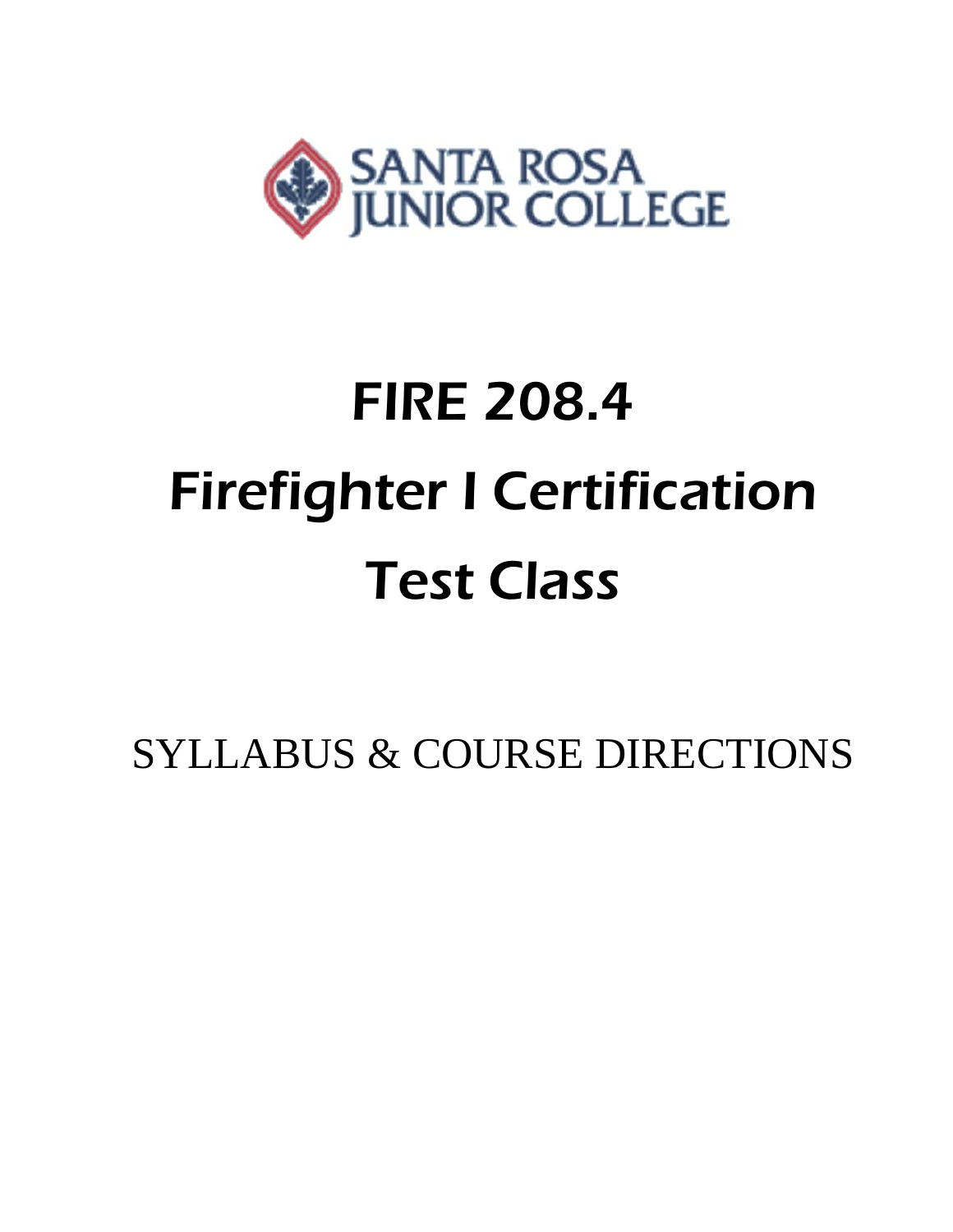SANTA ROSA JUNIOR COLLEGE

# FIRE 208.4

# Firefighter I Certification

# Test Class

SYLLABUS & COURSE DIRECTIONS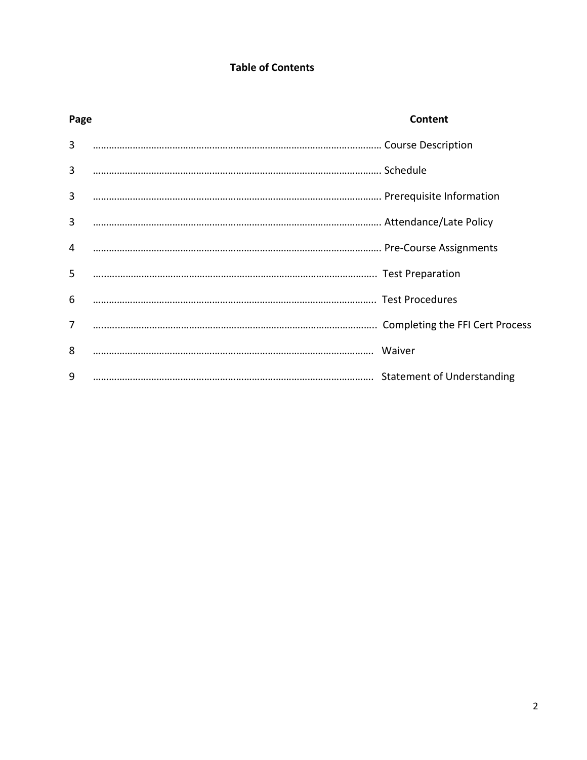## Table of Contents

| Page | Content |
| --- | --- |
| 3 | Course Description |
| 3 | Schedule |
| 3 | Prerequisite Information |
| 3 | Attendance/Late Policy |
| 4 | Pre-Course Assignments |
| 5 | Test Preparation |
| 6 | Test Procedures |
| 7 | Completing the FFI Cert Process |
| 8 | Waiver |
| 9 | Statement of Understanding |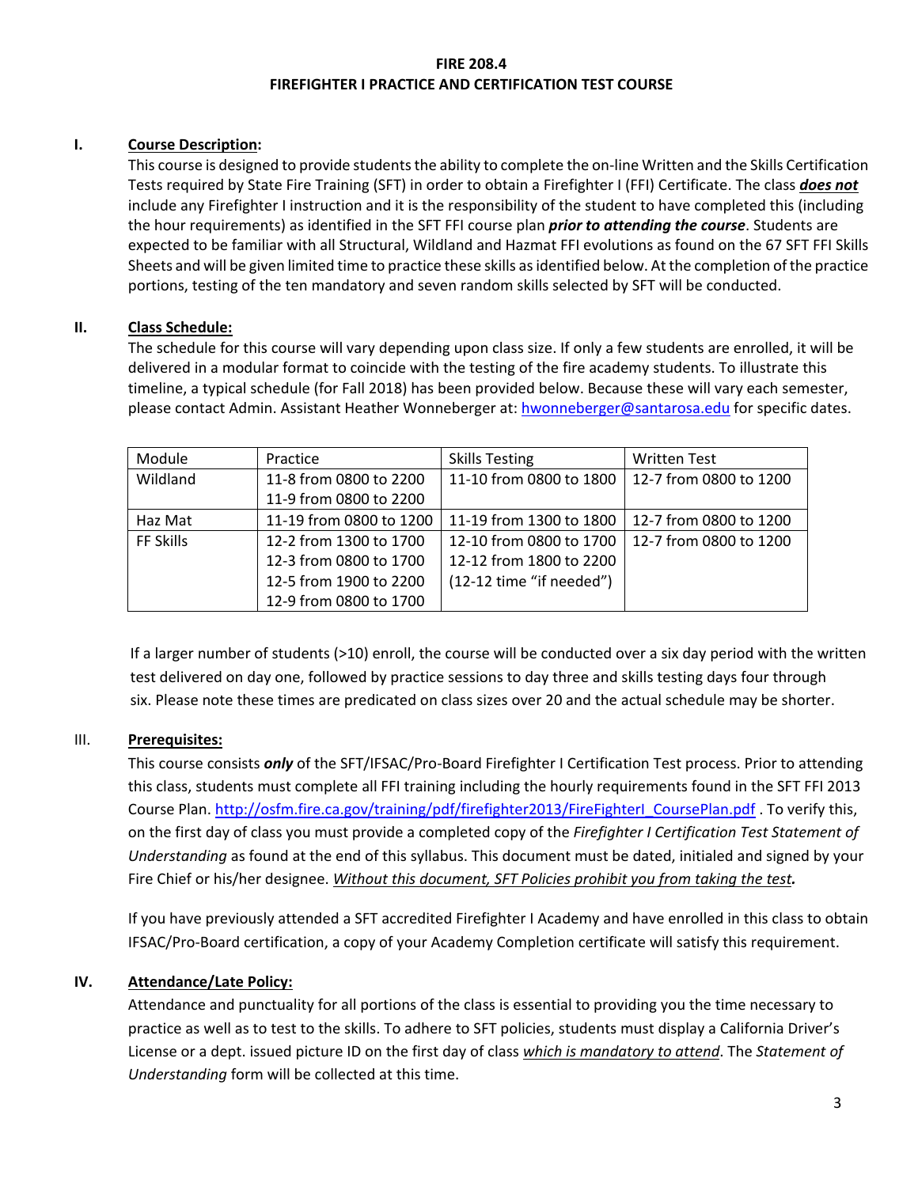**FIRE 208.4**
**FIREFIGHTER I PRACTICE AND CERTIFICATION TEST COURSE**

## I. Course Description:

This course is designed to provide students the ability to complete the on-line Written and the Skills Certification Tests required by State Fire Training (SFT) in order to obtain a Firefighter I (FFI) Certificate. The class ***does not*** include any Firefighter I instruction and it is the responsibility of the student to have completed this (including the hour requirements) as identified in the SFT FFI course plan ***prior to attending the course***. Students are expected to be familiar with all Structural, Wildland and Hazmat FFI evolutions as found on the 67 SFT FFI Skills Sheets and will be given limited time to practice these skills as identified below. At the completion of the practice portions, testing of the ten mandatory and seven random skills selected by SFT will be conducted.

## II. Class Schedule:

The schedule for this course will vary depending upon class size. If only a few students are enrolled, it will be delivered in a modular format to coincide with the testing of the fire academy students. To illustrate this timeline, a typical schedule (for Fall 2018) has been provided below. Because these will vary each semester, please contact Admin. Assistant Heather Wonneberger at: hwonneberger@santarosa.edu for specific dates.

| Module | Practice | Skills Testing | Written Test |
|---|---|---|---|
| Wildland | 11-8 from 0800 to 2200<br>11-9 from 0800 to 2200 | 11-10 from 0800 to 1800 | 12-7 from 0800 to 1200 |
| Haz Mat | 11-19 from 0800 to 1200 | 11-19 from 1300 to 1800 | 12-7 from 0800 to 1200 |
| FF Skills | 12-2 from 1300 to 1700<br>12-3 from 0800 to 1700<br>12-5 from 1900 to 2200<br>12-9 from 0800 to 1700 | 12-10 from 0800 to 1700<br>12-12 from 1800 to 2200<br>(12-12 time "if needed") | 12-7 from 0800 to 1200 |

If a larger number of students (>10) enroll, the course will be conducted over a six day period with the written test delivered on day one, followed by practice sessions to day three and skills testing days four through six. Please note these times are predicated on class sizes over 20 and the actual schedule may be shorter.

## III. Prerequisites:

This course consists ***only*** of the SFT/IFSAC/Pro-Board Firefighter I Certification Test process. Prior to attending this class, students must complete all FFI training including the hourly requirements found in the SFT FFI 2013 Course Plan. http://osfm.fire.ca.gov/training/pdf/firefighter2013/FireFighterI_CoursePlan.pdf . To verify this, on the first day of class you must provide a completed copy of the *Firefighter I Certification Test Statement of Understanding* as found at the end of this syllabus. This document must be dated, initialed and signed by your Fire Chief or his/her designee. *Without this document, SFT Policies prohibit you from taking the test.*

If you have previously attended a SFT accredited Firefighter I Academy and have enrolled in this class to obtain IFSAC/Pro-Board certification, a copy of your Academy Completion certificate will satisfy this requirement.

## IV. Attendance/Late Policy:

Attendance and punctuality for all portions of the class is essential to providing you the time necessary to practice as well as to test to the skills. To adhere to SFT policies, students must display a California Driver's License or a dept. issued picture ID on the first day of class *which is mandatory to attend*. The *Statement of Understanding* form will be collected at this time.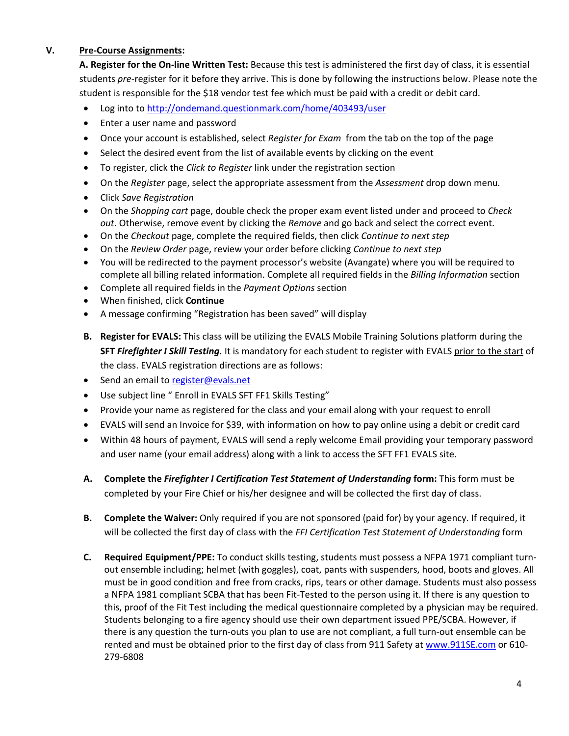## V. **Pre-Course Assignments:**

**A. Register for the On-line Written Test:** Because this test is administered the first day of class, it is essential students *pre*-register for it before they arrive. This is done by following the instructions below. Please note the student is responsible for the $18 vendor test fee which must be paid with a credit or debit card.

- Log into to http://ondemand.questionmark.com/home/403493/user
- Enter a user name and password
- Once your account is established, select *Register for Exam* from the tab on the top of the page
- Select the desired event from the list of available events by clicking on the event
- To register, click the *Click to Register* link under the registration section
- On the *Register* page, select the appropriate assessment from the *Assessment* drop down menu*.*
- Click *Save Registration*
- On the *Shopping cart* page, double check the proper exam event listed under and proceed to *Check out*. Otherwise, remove event by clicking the *Remove* and go back and select the correct event.
- On the *Checkout* page, complete the required fields, then click *Continue to next step*
- On the *Review Order* page, review your order before clicking *Continue to next step*
- You will be redirected to the payment processor's website (Avangate) where you will be required to complete all billing related information. Complete all required fields in the *Billing Information* section
- Complete all required fields in the *Payment Options* section
- When finished, click **Continue**
- A message confirming "Registration has been saved" will display

**B. Register for EVALS:** This class will be utilizing the EVALS Mobile Training Solutions platform during the **SFT *Firefighter I Skill Testing.*** It is mandatory for each student to register with EVALS prior to the start of the class. EVALS registration directions are as follows:

- Send an email to register@evals.net
- Use subject line " Enroll in EVALS SFT FF1 Skills Testing"
- Provide your name as registered for the class and your email along with your request to enroll
- EVALS will send an Invoice for $39, with information on how to pay online using a debit or credit card
- Within 48 hours of payment, EVALS will send a reply welcome Email providing your temporary password and user name (your email address) along with a link to access the SFT FF1 EVALS site.

**A. Complete the *Firefighter I Certification Test Statement of Understanding* form:** This form must be completed by your Fire Chief or his/her designee and will be collected the first day of class.

**B. Complete the Waiver:** Only required if you are not sponsored (paid for) by your agency. If required, it will be collected the first day of class with the *FFI Certification Test Statement of Understanding* form

**C. Required Equipment/PPE:** To conduct skills testing, students must possess a NFPA 1971 compliant turn-out ensemble including; helmet (with goggles), coat, pants with suspenders, hood, boots and gloves. All must be in good condition and free from cracks, rips, tears or other damage. Students must also possess a NFPA 1981 compliant SCBA that has been Fit-Tested to the person using it. If there is any question to this, proof of the Fit Test including the medical questionnaire completed by a physician may be required. Students belonging to a fire agency should use their own department issued PPE/SCBA. However, if there is any question the turn-outs you plan to use are not compliant, a full turn-out ensemble can be rented and must be obtained prior to the first day of class from 911 Safety at www.911SE.com or 610-279-6808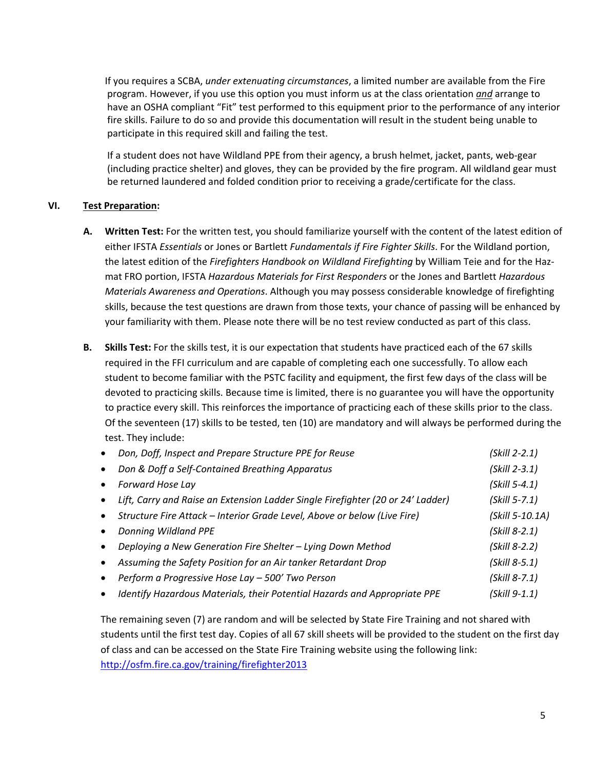If you requires a SCBA, *under extenuating circumstances*, a limited number are available from the Fire program. However, if you use this option you must inform us at the class orientation *and* arrange to have an OSHA compliant "Fit" test performed to this equipment prior to the performance of any interior fire skills. Failure to do so and provide this documentation will result in the student being unable to participate in this required skill and failing the test.

If a student does not have Wildland PPE from their agency, a brush helmet, jacket, pants, web-gear (including practice shelter) and gloves, they can be provided by the fire program. All wildland gear must be returned laundered and folded condition prior to receiving a grade/certificate for the class.

## VI. Test Preparation:

**A. Written Test:** For the written test, you should familiarize yourself with the content of the latest edition of either IFSTA *Essentials* or Jones or Bartlett *Fundamentals if Fire Fighter Skills*. For the Wildland portion, the latest edition of the *Firefighters Handbook on Wildland Firefighting* by William Teie and for the Haz-mat FRO portion, IFSTA *Hazardous Materials for First Responders* or the Jones and Bartlett *Hazardous Materials Awareness and Operations*. Although you may possess considerable knowledge of firefighting skills, because the test questions are drawn from those texts, your chance of passing will be enhanced by your familiarity with them. Please note there will be no test review conducted as part of this class.

**B. Skills Test:** For the skills test, it is our expectation that students have practiced each of the 67 skills required in the FFI curriculum and are capable of completing each one successfully. To allow each student to become familiar with the PSTC facility and equipment, the first few days of the class will be devoted to practicing skills. Because time is limited, there is no guarantee you will have the opportunity to practice every skill. This reinforces the importance of practicing each of these skills prior to the class. Of the seventeen (17) skills to be tested, ten (10) are mandatory and will always be performed during the test. They include:

- *Don, Doff, Inspect and Prepare Structure PPE for Reuse* *(Skill 2-2.1)*
- *Don & Doff a Self-Contained Breathing Apparatus* *(Skill 2-3.1)*
- *Forward Hose Lay* *(Skill 5-4.1)*
- *Lift, Carry and Raise an Extension Ladder Single Firefighter (20 or 24' Ladder)* *(Skill 5-7.1)*
- *Structure Fire Attack – Interior Grade Level, Above or below (Live Fire)* *(Skill 5-10.1A)*
- *Donning Wildland PPE* *(Skill 8-2.1)*
- *Deploying a New Generation Fire Shelter – Lying Down Method* *(Skill 8-2.2)*
- *Assuming the Safety Position for an Air tanker Retardant Drop* *(Skill 8-5.1)*
- *Perform a Progressive Hose Lay – 500' Two Person* *(Skill 8-7.1)*
- *Identify Hazardous Materials, their Potential Hazards and Appropriate PPE* *(Skill 9-1.1)*

The remaining seven (7) are random and will be selected by State Fire Training and not shared with students until the first test day. Copies of all 67 skill sheets will be provided to the student on the first day of class and can be accessed on the State Fire Training website using the following link: http://osfm.fire.ca.gov/training/firefighter2013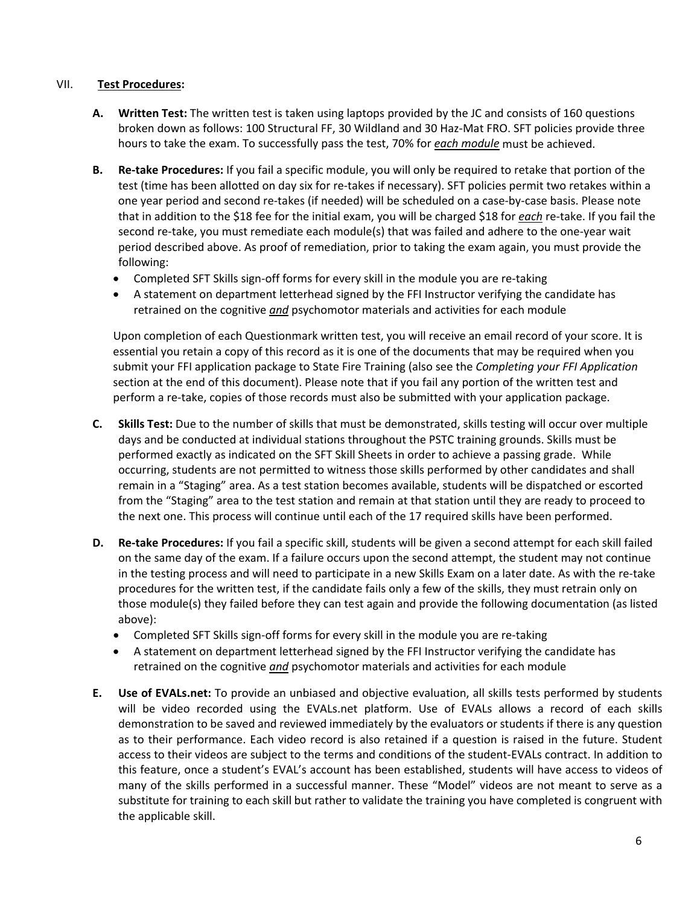## VII. **Test Procedures:**

**A. Written Test:** The written test is taken using laptops provided by the JC and consists of 160 questions broken down as follows: 100 Structural FF, 30 Wildland and 30 Haz-Mat FRO. SFT policies provide three hours to take the exam. To successfully pass the test, 70% for ***each module*** must be achieved.

**B. Re-take Procedures:** If you fail a specific module, you will only be required to retake that portion of the test (time has been allotted on day six for re-takes if necessary). SFT policies permit two retakes within a one year period and second re-takes (if needed) will be scheduled on a case-by-case basis. Please note that in addition to the $18 fee for the initial exam, you will be charged $18 for ***each*** re-take. If you fail the second re-take, you must remediate each module(s) that was failed and adhere to the one-year wait period described above. As proof of remediation, prior to taking the exam again, you must provide the following:

- Completed SFT Skills sign-off forms for every skill in the module you are re-taking
- A statement on department letterhead signed by the FFI Instructor verifying the candidate has retrained on the cognitive ***and*** psychomotor materials and activities for each module

Upon completion of each Questionmark written test, you will receive an email record of your score. It is essential you retain a copy of this record as it is one of the documents that may be required when you submit your FFI application package to State Fire Training (also see the *Completing your FFI Application* section at the end of this document). Please note that if you fail any portion of the written test and perform a re-take, copies of those records must also be submitted with your application package.

**C. Skills Test:** Due to the number of skills that must be demonstrated, skills testing will occur over multiple days and be conducted at individual stations throughout the PSTC training grounds. Skills must be performed exactly as indicated on the SFT Skill Sheets in order to achieve a passing grade. While occurring, students are not permitted to witness those skills performed by other candidates and shall remain in a "Staging" area. As a test station becomes available, students will be dispatched or escorted from the "Staging" area to the test station and remain at that station until they are ready to proceed to the next one. This process will continue until each of the 17 required skills have been performed.

**D. Re-take Procedures:** If you fail a specific skill, students will be given a second attempt for each skill failed on the same day of the exam. If a failure occurs upon the second attempt, the student may not continue in the testing process and will need to participate in a new Skills Exam on a later date. As with the re-take procedures for the written test, if the candidate fails only a few of the skills, they must retrain only on those module(s) they failed before they can test again and provide the following documentation (as listed above):

- Completed SFT Skills sign-off forms for every skill in the module you are re-taking
- A statement on department letterhead signed by the FFI Instructor verifying the candidate has retrained on the cognitive ***and*** psychomotor materials and activities for each module

**E. Use of EVALs.net:** To provide an unbiased and objective evaluation, all skills tests performed by students will be video recorded using the EVALs.net platform. Use of EVALs allows a record of each skills demonstration to be saved and reviewed immediately by the evaluators or students if there is any question as to their performance. Each video record is also retained if a question is raised in the future. Student access to their videos are subject to the terms and conditions of the student-EVALs contract. In addition to this feature, once a student's EVAL's account has been established, students will have access to videos of many of the skills performed in a successful manner. These "Model" videos are not meant to serve as a substitute for training to each skill but rather to validate the training you have completed is congruent with the applicable skill.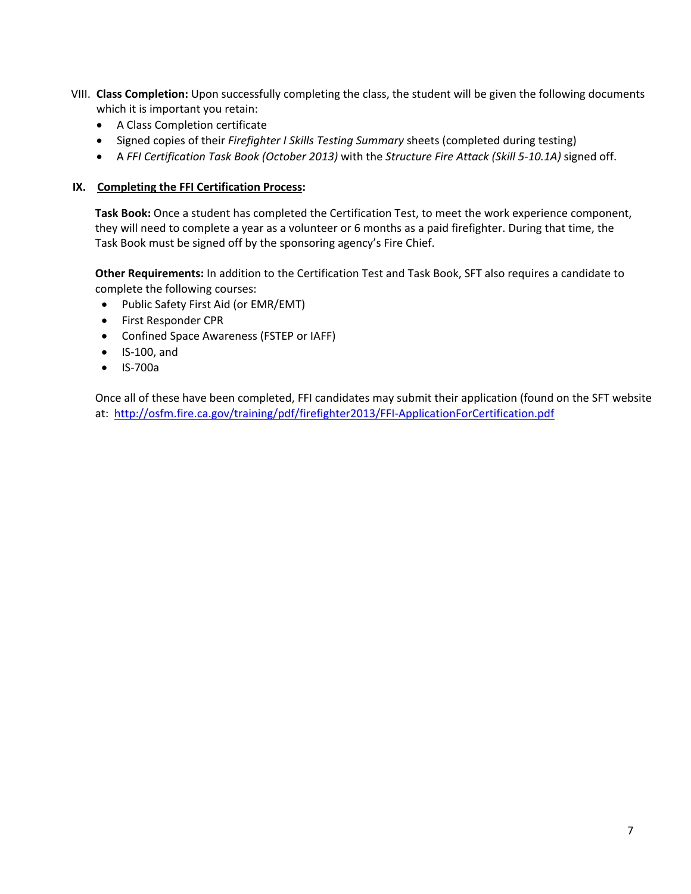VIII. **Class Completion:** Upon successfully completing the class, the student will be given the following documents which it is important you retain:

- A Class Completion certificate
- Signed copies of their *Firefighter I Skills Testing Summary* sheets (completed during testing)
- A *FFI Certification Task Book (October 2013)* with the *Structure Fire Attack (Skill 5-10.1A)* signed off.

## IX. Completing the FFI Certification Process:

**Task Book:** Once a student has completed the Certification Test, to meet the work experience component, they will need to complete a year as a volunteer or 6 months as a paid firefighter. During that time, the Task Book must be signed off by the sponsoring agency's Fire Chief.

**Other Requirements:** In addition to the Certification Test and Task Book, SFT also requires a candidate to complete the following courses:

- Public Safety First Aid (or EMR/EMT)
- First Responder CPR
- Confined Space Awareness (FSTEP or IAFF)
- IS-100, and
- IS-700a

Once all of these have been completed, FFI candidates may submit their application (found on the SFT website at: http://osfm.fire.ca.gov/training/pdf/firefighter2013/FFI-ApplicationForCertification.pdf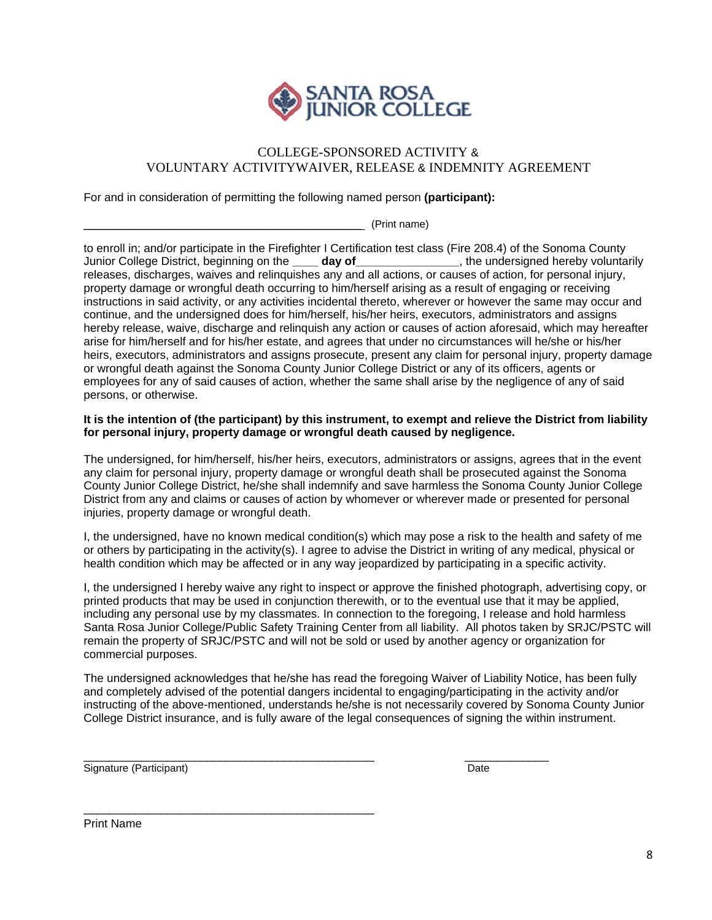SANTA ROSA JUNIOR COLLEGE

# COLLEGE-SPONSORED ACTIVITY & VOLUNTARY ACTIVITYWAIVER, RELEASE & INDEMNITY AGREEMENT

For and in consideration of permitting the following named person **(participant):**

____________________________________________ (Print name)

to enroll in; and/or participate in the Firefighter I Certification test class (Fire 208.4) of the Sonoma County Junior College District, beginning on the ____ **day of**________________, the undersigned hereby voluntarily releases, discharges, waives and relinquishes any and all actions, or causes of action, for personal injury, property damage or wrongful death occurring to him/herself arising as a result of engaging or receiving instructions in said activity, or any activities incidental thereto, wherever or however the same may occur and continue, and the undersigned does for him/herself, his/her heirs, executors, administrators and assigns hereby release, waive, discharge and relinquish any action or causes of action aforesaid, which may hereafter arise for him/herself and for his/her estate, and agrees that under no circumstances will he/she or his/her heirs, executors, administrators and assigns prosecute, present any claim for personal injury, property damage or wrongful death against the Sonoma County Junior College District or any of its officers, agents or employees for any of said causes of action, whether the same shall arise by the negligence of any of said persons, or otherwise.

**It is the intention of (the participant) by this instrument, to exempt and relieve the District from liability for personal injury, property damage or wrongful death caused by negligence.**

The undersigned, for him/herself, his/her heirs, executors, administrators or assigns, agrees that in the event any claim for personal injury, property damage or wrongful death shall be prosecuted against the Sonoma County Junior College District, he/she shall indemnify and save harmless the Sonoma County Junior College District from any and claims or causes of action by whomever or wherever made or presented for personal injuries, property damage or wrongful death.

I, the undersigned, have no known medical condition(s) which may pose a risk to the health and safety of me or others by participating in the activity(s). I agree to advise the District in writing of any medical, physical or health condition which may be affected or in any way jeopardized by participating in a specific activity.

I, the undersigned I hereby waive any right to inspect or approve the finished photograph, advertising copy, or printed products that may be used in conjunction therewith, or to the eventual use that it may be applied, including any personal use by my classmates. In connection to the foregoing, I release and hold harmless Santa Rosa Junior College/Public Safety Training Center from all liability. All photos taken by SRJC/PSTC will remain the property of SRJC/PSTC and will not be sold or used by another agency or organization for commercial purposes.

The undersigned acknowledges that he/she has read the foregoing Waiver of Liability Notice, has been fully and completely advised of the potential dangers incidental to engaging/participating in the activity and/or instructing of the above-mentioned, understands he/she is not necessarily covered by Sonoma County Junior College District insurance, and is fully aware of the legal consequences of signing the within instrument.

_______________________________________________ _____________

Signature (Participant) Date

_______________________________________________

Print Name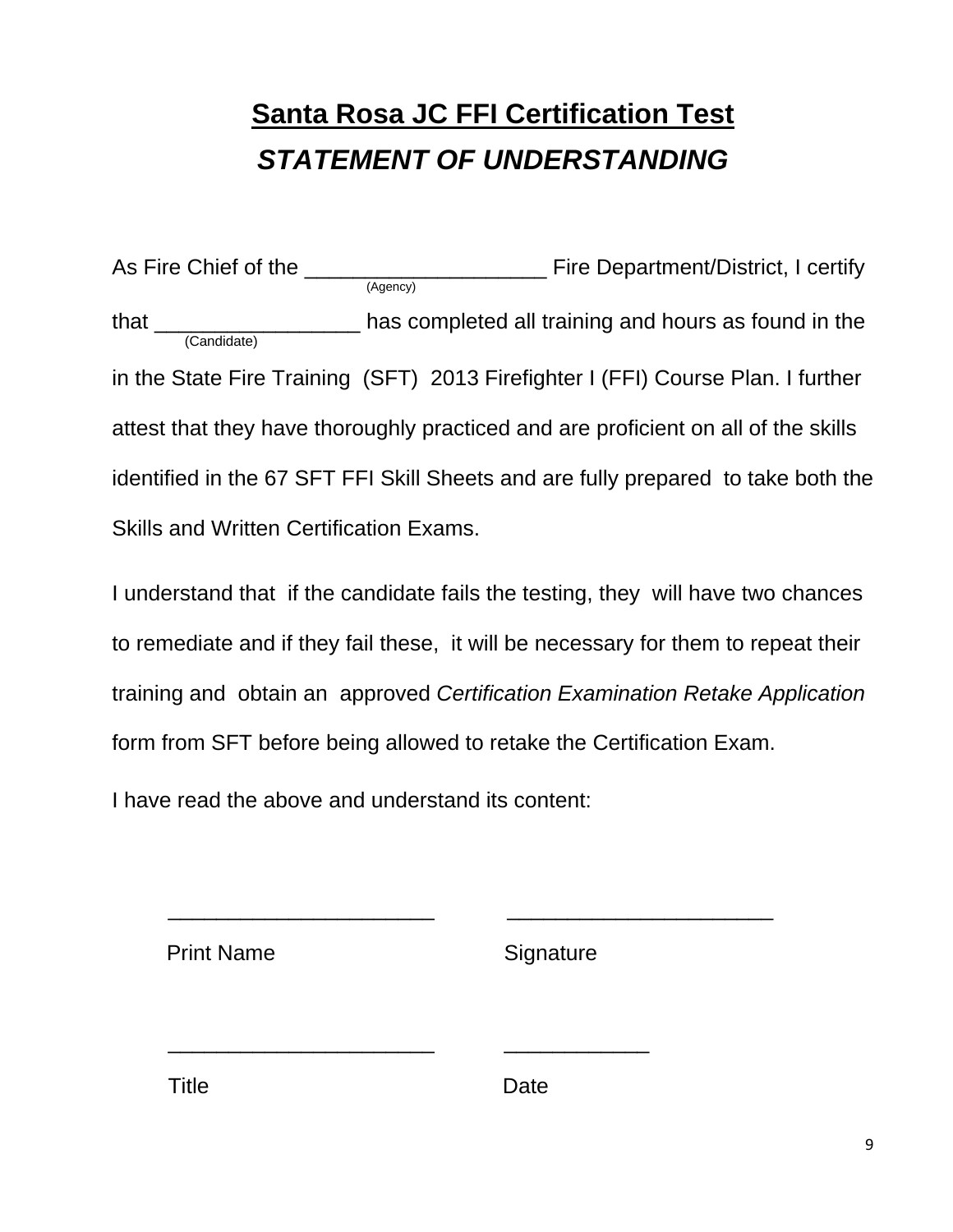# Santa Rosa JC FFI Certification Test

## *STATEMENT OF UNDERSTANDING*

As Fire Chief of the ____________________ Fire Department/District, I certify
(Agency)

that _________________ has completed all training and hours as found in the
(Candidate)

in the State Fire Training (SFT) 2013 Firefighter I (FFI) Course Plan. I further attest that they have thoroughly practiced and are proficient on all of the skills identified in the 67 SFT FFI Skill Sheets and are fully prepared to take both the Skills and Written Certification Exams.

I understand that if the candidate fails the testing, they will have two chances to remediate and if they fail these, it will be necessary for them to repeat their training and obtain an approved *Certification Examination Retake Application* form from SFT before being allowed to retake the Certification Exam.

I have read the above and understand its content:

______________________ ______________________

Print Name Signature

______________________ ____________

Title Date